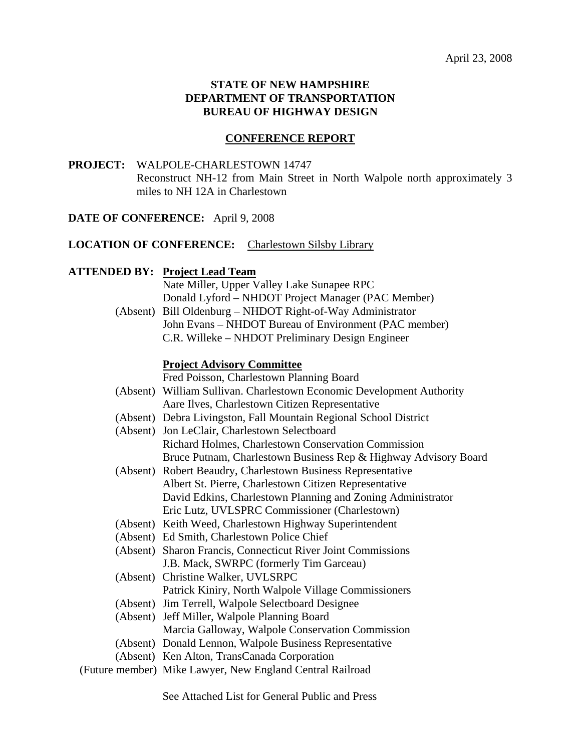April 23, 2008

**STATE OF NEW HAMPSHIRE**
**DEPARTMENT OF TRANSPORTATION**
**BUREAU OF HIGHWAY DESIGN**

**CONFERENCE REPORT**

**PROJECT:** WALPOLE-CHARLESTOWN 14747
Reconstruct NH-12 from Main Street in North Walpole north approximately 3 miles to NH 12A in Charlestown

**DATE OF CONFERENCE:** April 9, 2008

**LOCATION OF CONFERENCE:** Charlestown Silsby Library

**ATTENDED BY:** **Project Lead Team**

Nate Miller, Upper Valley Lake Sunapee RPC
Donald Lyford – NHDOT Project Manager (PAC Member)
(Absent) Bill Oldenburg – NHDOT Right-of-Way Administrator
John Evans – NHDOT Bureau of Environment (PAC member)
C.R. Willeke – NHDOT Preliminary Design Engineer

**Project Advisory Committee**

Fred Poisson, Charlestown Planning Board
(Absent) William Sullivan. Charlestown Economic Development Authority
Aare Ilves, Charlestown Citizen Representative
(Absent) Debra Livingston, Fall Mountain Regional School District
(Absent) Jon LeClair, Charlestown Selectboard
Richard Holmes, Charlestown Conservation Commission
Bruce Putnam, Charlestown Business Rep & Highway Advisory Board
(Absent) Robert Beaudry, Charlestown Business Representative
Albert St. Pierre, Charlestown Citizen Representative
David Edkins, Charlestown Planning and Zoning Administrator
Eric Lutz, UVLSPRC Commissioner (Charlestown)
(Absent) Keith Weed, Charlestown Highway Superintendent
(Absent) Ed Smith, Charlestown Police Chief
(Absent) Sharon Francis, Connecticut River Joint Commissions
J.B. Mack, SWRPC (formerly Tim Garceau)
(Absent) Christine Walker, UVLSRPC
Patrick Kiniry, North Walpole Village Commissioners
(Absent) Jim Terrell, Walpole Selectboard Designee
(Absent) Jeff Miller, Walpole Planning Board
Marcia Galloway, Walpole Conservation Commission
(Absent) Donald Lennon, Walpole Business Representative
(Absent) Ken Alton, TransCanada Corporation
(Future member) Mike Lawyer, New England Central Railroad

See Attached List for General Public and Press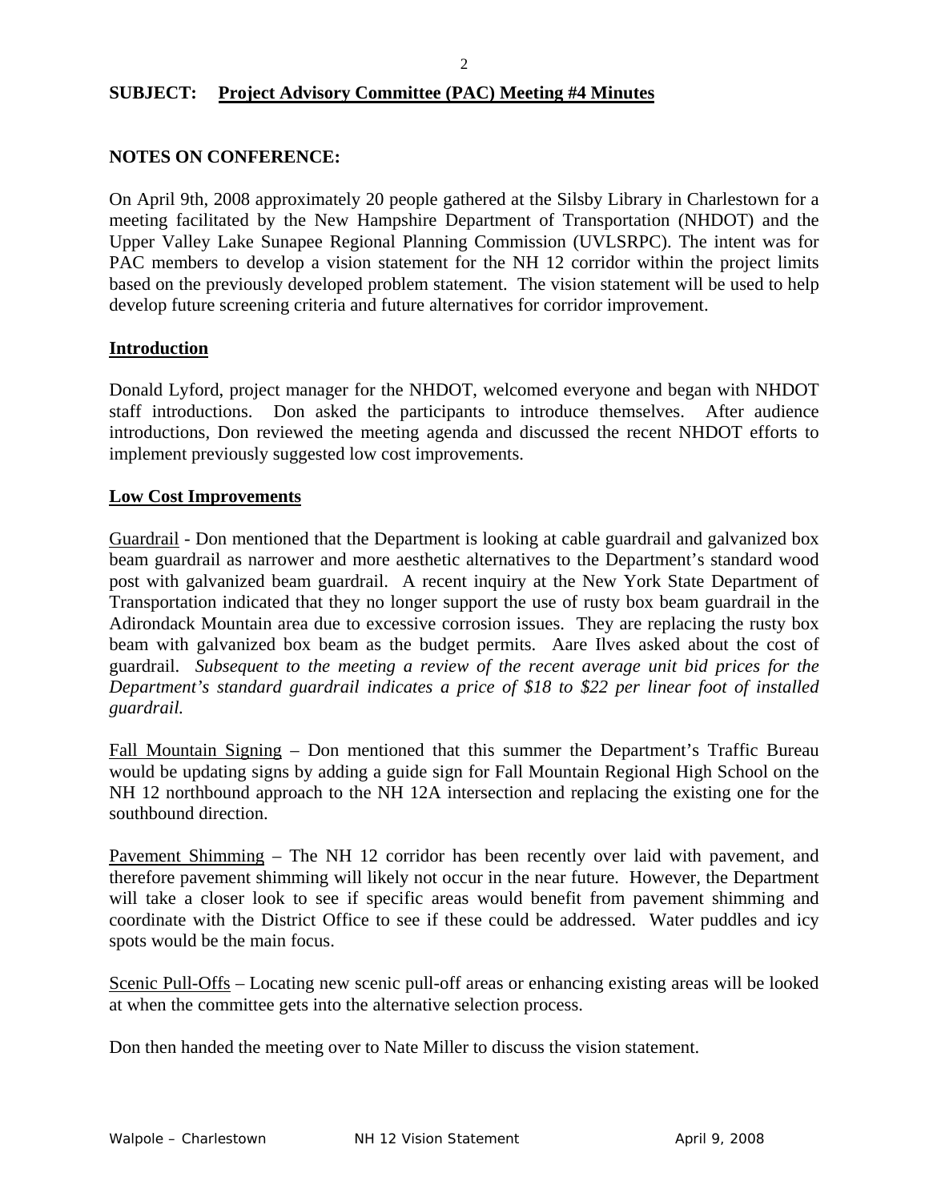**SUBJECT: Project Advisory Committee (PAC) Meeting #4 Minutes**

**NOTES ON CONFERENCE:**

On April 9th, 2008 approximately 20 people gathered at the Silsby Library in Charlestown for a meeting facilitated by the New Hampshire Department of Transportation (NHDOT) and the Upper Valley Lake Sunapee Regional Planning Commission (UVLSRPC). The intent was for PAC members to develop a vision statement for the NH 12 corridor within the project limits based on the previously developed problem statement. The vision statement will be used to help develop future screening criteria and future alternatives for corridor improvement.

**Introduction**

Donald Lyford, project manager for the NHDOT, welcomed everyone and began with NHDOT staff introductions. Don asked the participants to introduce themselves. After audience introductions, Don reviewed the meeting agenda and discussed the recent NHDOT efforts to implement previously suggested low cost improvements.

**Low Cost Improvements**

Guardrail - Don mentioned that the Department is looking at cable guardrail and galvanized box beam guardrail as narrower and more aesthetic alternatives to the Department's standard wood post with galvanized beam guardrail. A recent inquiry at the New York State Department of Transportation indicated that they no longer support the use of rusty box beam guardrail in the Adirondack Mountain area due to excessive corrosion issues. They are replacing the rusty box beam with galvanized box beam as the budget permits. Aare Ilves asked about the cost of guardrail. *Subsequent to the meeting a review of the recent average unit bid prices for the Department's standard guardrail indicates a price of $18 to $22 per linear foot of installed guardrail.*

Fall Mountain Signing – Don mentioned that this summer the Department's Traffic Bureau would be updating signs by adding a guide sign for Fall Mountain Regional High School on the NH 12 northbound approach to the NH 12A intersection and replacing the existing one for the southbound direction.

Pavement Shimming – The NH 12 corridor has been recently over laid with pavement, and therefore pavement shimming will likely not occur in the near future. However, the Department will take a closer look to see if specific areas would benefit from pavement shimming and coordinate with the District Office to see if these could be addressed. Water puddles and icy spots would be the main focus.

Scenic Pull-Offs – Locating new scenic pull-off areas or enhancing existing areas will be looked at when the committee gets into the alternative selection process.

Don then handed the meeting over to Nate Miller to discuss the vision statement.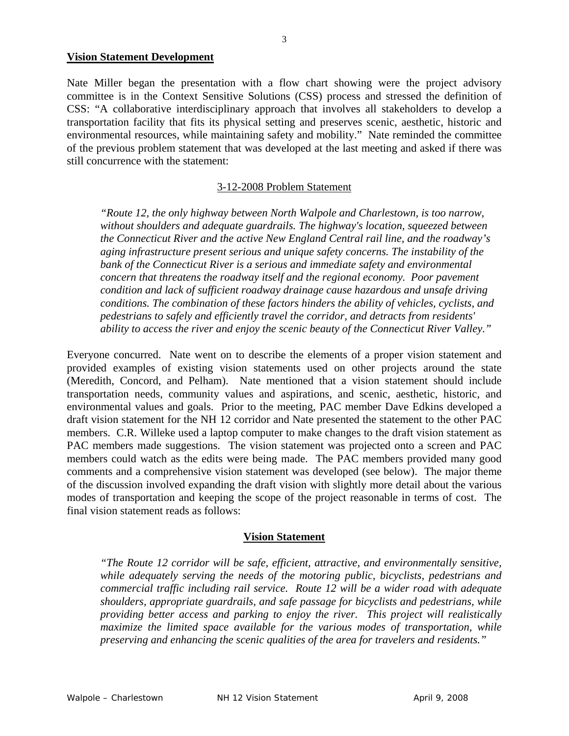## Vision Statement Development

Nate Miller began the presentation with a flow chart showing were the project advisory committee is in the Context Sensitive Solutions (CSS) process and stressed the definition of CSS: "A collaborative interdisciplinary approach that involves all stakeholders to develop a transportation facility that fits its physical setting and preserves scenic, aesthetic, historic and environmental resources, while maintaining safety and mobility." Nate reminded the committee of the previous problem statement that was developed at the last meeting and asked if there was still concurrence with the statement:

### 3-12-2008 Problem Statement

> *"Route 12, the only highway between North Walpole and Charlestown, is too narrow, without shoulders and adequate guardrails. The highway's location, squeezed between the Connecticut River and the active New England Central rail line, and the roadway's aging infrastructure present serious and unique safety concerns. The instability of the bank of the Connecticut River is a serious and immediate safety and environmental concern that threatens the roadway itself and the regional economy. Poor pavement condition and lack of sufficient roadway drainage cause hazardous and unsafe driving conditions. The combination of these factors hinders the ability of vehicles, cyclists, and pedestrians to safely and efficiently travel the corridor, and detracts from residents' ability to access the river and enjoy the scenic beauty of the Connecticut River Valley."*

Everyone concurred. Nate went on to describe the elements of a proper vision statement and provided examples of existing vision statements used on other projects around the state (Meredith, Concord, and Pelham). Nate mentioned that a vision statement should include transportation needs, community values and aspirations, and scenic, aesthetic, historic, and environmental values and goals. Prior to the meeting, PAC member Dave Edkins developed a draft vision statement for the NH 12 corridor and Nate presented the statement to the other PAC members. C.R. Willeke used a laptop computer to make changes to the draft vision statement as PAC members made suggestions. The vision statement was projected onto a screen and PAC members could watch as the edits were being made. The PAC members provided many good comments and a comprehensive vision statement was developed (see below). The major theme of the discussion involved expanding the draft vision with slightly more detail about the various modes of transportation and keeping the scope of the project reasonable in terms of cost. The final vision statement reads as follows:

### Vision Statement

> *"The Route 12 corridor will be safe, efficient, attractive, and environmentally sensitive, while adequately serving the needs of the motoring public, bicyclists, pedestrians and commercial traffic including rail service. Route 12 will be a wider road with adequate shoulders, appropriate guardrails, and safe passage for bicyclists and pedestrians, while providing better access and parking to enjoy the river. This project will realistically maximize the limited space available for the various modes of transportation, while preserving and enhancing the scenic qualities of the area for travelers and residents."*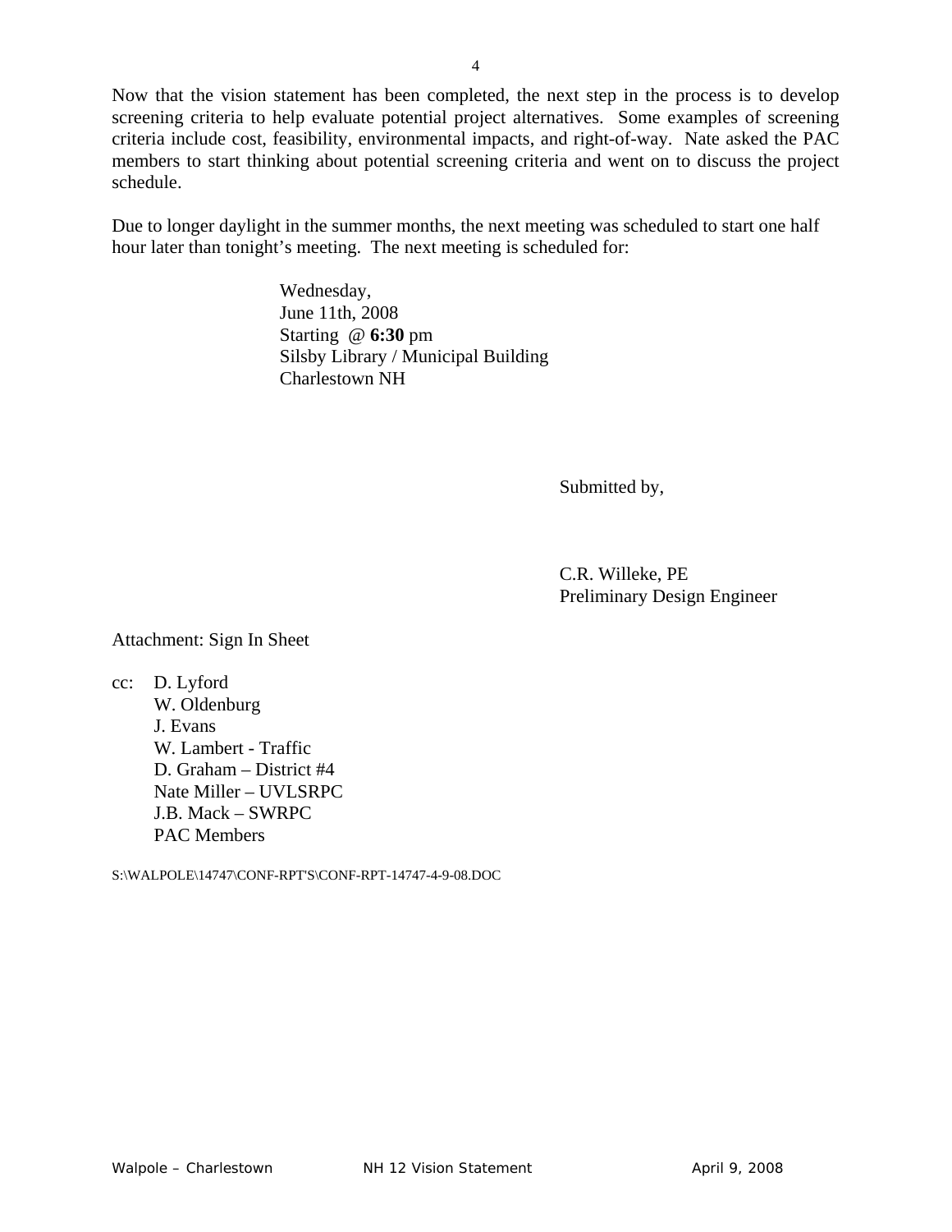Now that the vision statement has been completed, the next step in the process is to develop screening criteria to help evaluate potential project alternatives. Some examples of screening criteria include cost, feasibility, environmental impacts, and right-of-way. Nate asked the PAC members to start thinking about potential screening criteria and went on to discuss the project schedule.

Due to longer daylight in the summer months, the next meeting was scheduled to start one half hour later than tonight's meeting. The next meeting is scheduled for:

Wednesday,
June 11th, 2008
Starting @ **6:30** pm
Silsby Library / Municipal Building
Charlestown NH

Submitted by,

C.R. Willeke, PE
Preliminary Design Engineer

Attachment: Sign In Sheet

cc: D. Lyford
W. Oldenburg
J. Evans
W. Lambert - Traffic
D. Graham – District #4
Nate Miller – UVLSRPC
J.B. Mack – SWRPC
PAC Members

S:\WALPOLE\14747\CONF-RPT'S\CONF-RPT-14747-4-9-08.DOC